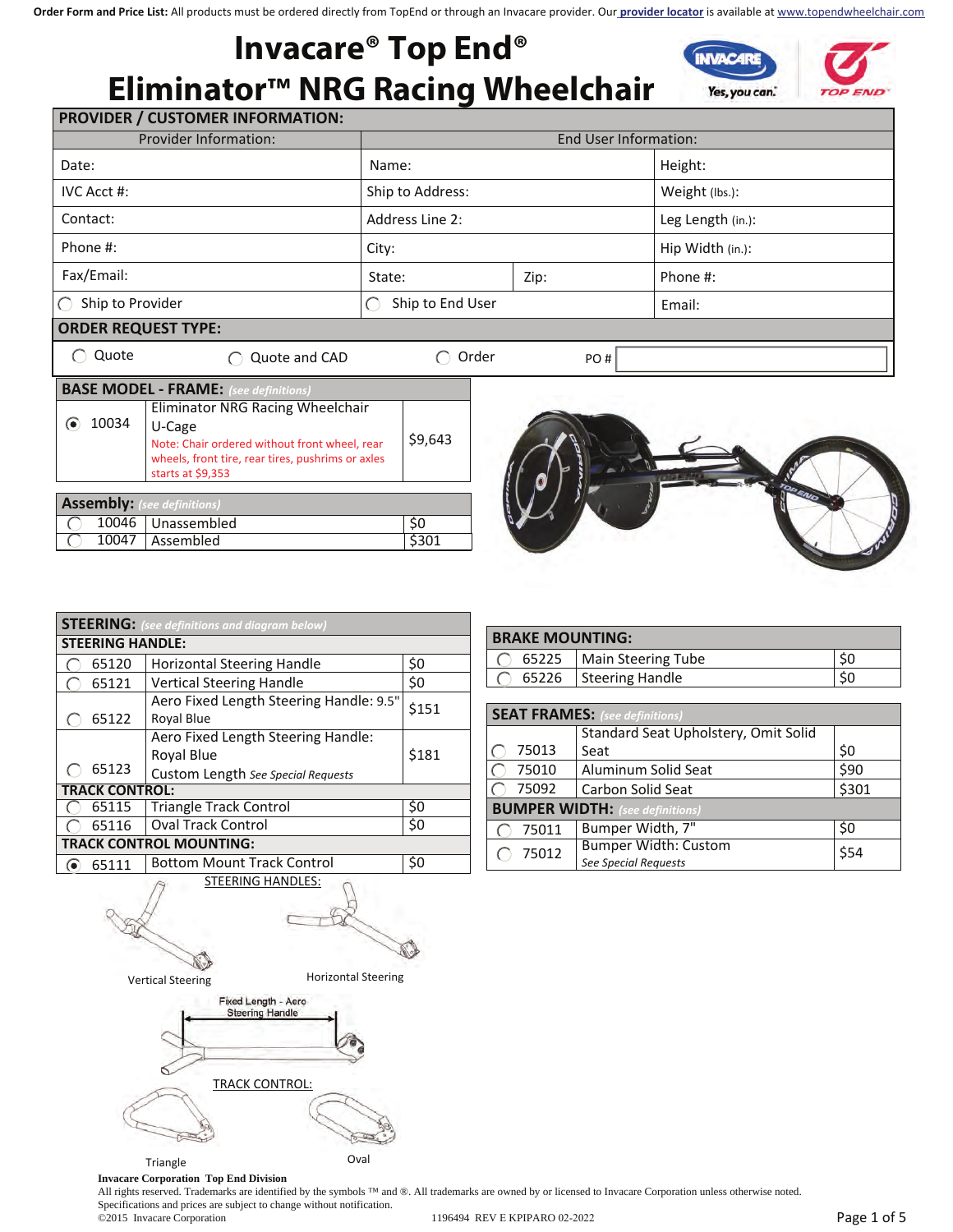**Order Form and Price List:** All products must be ordered directly from TopEnd or through an Invacare provider. Our provider locator is available at www.topendwheelchair.com

# Invacare® Top End®
# Eliminator™ NRG Racing Wheelchair

## PROVIDER / CUSTOMER INFORMATION:

| Provider Information: | End User Information: | | |
|---|---|---|---|
| Date: | Name: | | Height: |
| IVC Acct #: | Ship to Address: | | Weight (lbs.): |
| Contact: | Address Line 2: | | Leg Length (in.): |
| Phone #: | City: | | Hip Width (in.): |
| Fax/Email: | State: | Zip: | Phone #: |
| ◯ Ship to Provider | ◯ Ship to End User | | Email: |

## ORDER REQUEST TYPE:

◯ Quote ◯ Quote and CAD ◯ Order PO #

## BASE MODEL - FRAME: *(see definitions)*

| | | |
|---|---|---|
| ◉ 10034 | Eliminator NRG Racing Wheelchair U-Cage<br>Note: Chair ordered without front wheel, rear wheels, front tire, rear tires, pushrims or axles starts at $9,353 | $9,643 |

## Assembly: *(see definitions)*

| | | |
|---|---|---|
| ◯ 10046 | Unassembled | $0 |
| ◯ 10047 | Assembled | $301 |

## STEERING: *(see definitions and diagram below)*

| | | |
|---|---|---|
| **STEERING HANDLE:** | | |
| ◯ 65120 | Horizontal Steering Handle | $0 |
| ◯ 65121 | Vertical Steering Handle | $0 |
| ◯ 65122 | Aero Fixed Length Steering Handle: 9.5" Royal Blue | $151 |
| ◯ 65123 | Aero Fixed Length Steering Handle: Royal Blue Custom Length *See Special Requests* | $181 |
| **TRACK CONTROL:** | | |
| ◯ 65115 | Triangle Track Control | $0 |
| ◯ 65116 | Oval Track Control | $0 |
| **TRACK CONTROL MOUNTING:** | | |
| ◉ 65111 | Bottom Mount Track Control | $0 |

STEERING HANDLES:

Vertical Steering

Horizontal Steering

Fixed Length - Aero Steering Handle

TRACK CONTROL:

Triangle

Oval

## BRAKE MOUNTING:

| | | |
|---|---|---|
| ◯ 65225 | Main Steering Tube | $0 |
| ◯ 65226 | Steering Handle | $0 |

## SEAT FRAMES: *(see definitions)*

| | | |
|---|---|---|
| ◯ 75013 | Standard Seat Upholstery, Omit Solid Seat | $0 |
| ◯ 75010 | Aluminum Solid Seat | $90 |
| ◯ 75092 | Carbon Solid Seat | $301 |

## BUMPER WIDTH: *(see definitions)*

| | | |
|---|---|---|
| ◯ 75011 | Bumper Width, 7" | $0 |
| ◯ 75012 | Bumper Width: Custom *See Special Requests* | $54 |

**Invacare Corporation Top End Division**
All rights reserved. Trademarks are identified by the symbols ™ and ®. All trademarks are owned by or licensed to Invacare Corporation unless otherwise noted.
Specifications and prices are subject to change without notification.
©2015 Invacare Corporation 1196494 REV E KPIPARO 02-2022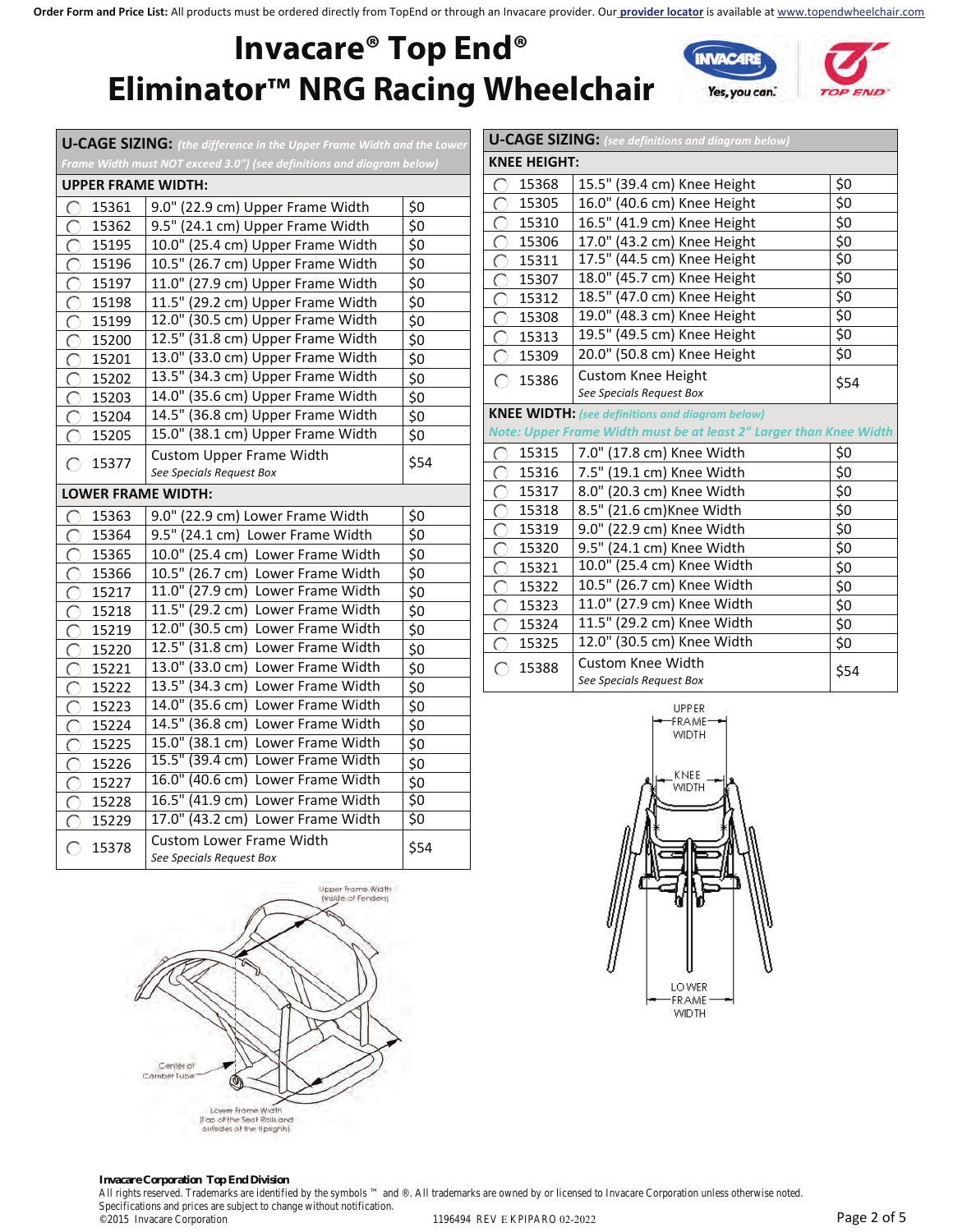Order Form and Price List: All products must be ordered directly from TopEnd or through an Invacare provider. Our provider locator is available at www.topendwheelchair.com

# Invacare® Top End® Eliminator™ NRG Racing Wheelchair

## U-CAGE SIZING: *(the difference in the Upper Frame Width and the Lower Frame Width must NOT exceed 3.0") (see definitions and diagram below)*

### UPPER FRAME WIDTH:

| | | | |
|---|---|---|---|
| ◯ | 15361 | 9.0" (22.9 cm) Upper Frame Width | $0 |
| ◯ | 15362 | 9.5" (24.1 cm) Upper Frame Width | $0 |
| ◯ | 15195 | 10.0" (25.4 cm) Upper Frame Width | $0 |
| ◯ | 15196 | 10.5" (26.7 cm) Upper Frame Width | $0 |
| ◯ | 15197 | 11.0" (27.9 cm) Upper Frame Width | $0 |
| ◯ | 15198 | 11.5" (29.2 cm) Upper Frame Width | $0 |
| ◯ | 15199 | 12.0" (30.5 cm) Upper Frame Width | $0 |
| ◯ | 15200 | 12.5" (31.8 cm) Upper Frame Width | $0 |
| ◯ | 15201 | 13.0" (33.0 cm) Upper Frame Width | $0 |
| ◯ | 15202 | 13.5" (34.3 cm) Upper Frame Width | $0 |
| ◯ | 15203 | 14.0" (35.6 cm) Upper Frame Width | $0 |
| ◯ | 15204 | 14.5" (36.8 cm) Upper Frame Width | $0 |
| ◯ | 15205 | 15.0" (38.1 cm) Upper Frame Width | $0 |
| ◯ | 15377 | Custom Upper Frame Width *See Specials Request Box* | $54 |

### LOWER FRAME WIDTH:

| | | | |
|---|---|---|---|
| ◯ | 15363 | 9.0" (22.9 cm) Lower Frame Width | $0 |
| ◯ | 15364 | 9.5" (24.1 cm) Lower Frame Width | $0 |
| ◯ | 15365 | 10.0" (25.4 cm) Lower Frame Width | $0 |
| ◯ | 15366 | 10.5" (26.7 cm) Lower Frame Width | $0 |
| ◯ | 15217 | 11.0" (27.9 cm) Lower Frame Width | $0 |
| ◯ | 15218 | 11.5" (29.2 cm) Lower Frame Width | $0 |
| ◯ | 15219 | 12.0" (30.5 cm) Lower Frame Width | $0 |
| ◯ | 15220 | 12.5" (31.8 cm) Lower Frame Width | $0 |
| ◯ | 15221 | 13.0" (33.0 cm) Lower Frame Width | $0 |
| ◯ | 15222 | 13.5" (34.3 cm) Lower Frame Width | $0 |
| ◯ | 15223 | 14.0" (35.6 cm) Lower Frame Width | $0 |
| ◯ | 15224 | 14.5" (36.8 cm) Lower Frame Width | $0 |
| ◯ | 15225 | 15.0" (38.1 cm) Lower Frame Width | $0 |
| ◯ | 15226 | 15.5" (39.4 cm) Lower Frame Width | $0 |
| ◯ | 15227 | 16.0" (40.6 cm) Lower Frame Width | $0 |
| ◯ | 15228 | 16.5" (41.9 cm) Lower Frame Width | $0 |
| ◯ | 15229 | 17.0" (43.2 cm) Lower Frame Width | $0 |
| ◯ | 15378 | Custom Lower Frame Width *See Specials Request Box* | $54 |

Upper Frame Width (Inside of Fenders)

Center of Camber Tube

Lower Frame Width (Top of the Seat Rails and outsides of the Uprights)

## U-CAGE SIZING: *(see definitions and diagram below)*

### KNEE HEIGHT:

| | | | |
|---|---|---|---|
| ◯ | 15368 | 15.5" (39.4 cm) Knee Height | $0 |
| ◯ | 15305 | 16.0" (40.6 cm) Knee Height | $0 |
| ◯ | 15310 | 16.5" (41.9 cm) Knee Height | $0 |
| ◯ | 15306 | 17.0" (43.2 cm) Knee Height | $0 |
| ◯ | 15311 | 17.5" (44.5 cm) Knee Height | $0 |
| ◯ | 15307 | 18.0" (45.7 cm) Knee Height | $0 |
| ◯ | 15312 | 18.5" (47.0 cm) Knee Height | $0 |
| ◯ | 15308 | 19.0" (48.3 cm) Knee Height | $0 |
| ◯ | 15313 | 19.5" (49.5 cm) Knee Height | $0 |
| ◯ | 15309 | 20.0" (50.8 cm) Knee Height | $0 |
| ◯ | 15386 | Custom Knee Height *See Specials Request Box* | $54 |

### KNEE WIDTH: *(see definitions and diagram below)*

*Note: Upper Frame Width must be at least 2" Larger than Knee Width*

| | | | |
|---|---|---|---|
| ◯ | 15315 | 7.0" (17.8 cm) Knee Width | $0 |
| ◯ | 15316 | 7.5" (19.1 cm) Knee Width | $0 |
| ◯ | 15317 | 8.0" (20.3 cm) Knee Width | $0 |
| ◯ | 15318 | 8.5" (21.6 cm)Knee Width | $0 |
| ◯ | 15319 | 9.0" (22.9 cm) Knee Width | $0 |
| ◯ | 15320 | 9.5" (24.1 cm) Knee Width | $0 |
| ◯ | 15321 | 10.0" (25.4 cm) Knee Width | $0 |
| ◯ | 15322 | 10.5" (26.7 cm) Knee Width | $0 |
| ◯ | 15323 | 11.0" (27.9 cm) Knee Width | $0 |
| ◯ | 15324 | 11.5" (29.2 cm) Knee Width | $0 |
| ◯ | 15325 | 12.0" (30.5 cm) Knee Width | $0 |
| ◯ | 15388 | Custom Knee Width *See Specials Request Box* | $54 |

UPPER FRAME WIDTH

KNEE WIDTH

LOWER FRAME WIDTH

**Invacare Corporation Top End Division**
All rights reserved. Trademarks are identified by the symbols ™ and ®. All trademarks are owned by or licensed to Invacare Corporation unless otherwise noted.
Specifications and prices are subject to change without notification.
©2015 Invacare Corporation

1196494 REV E KPIPARO 02-2022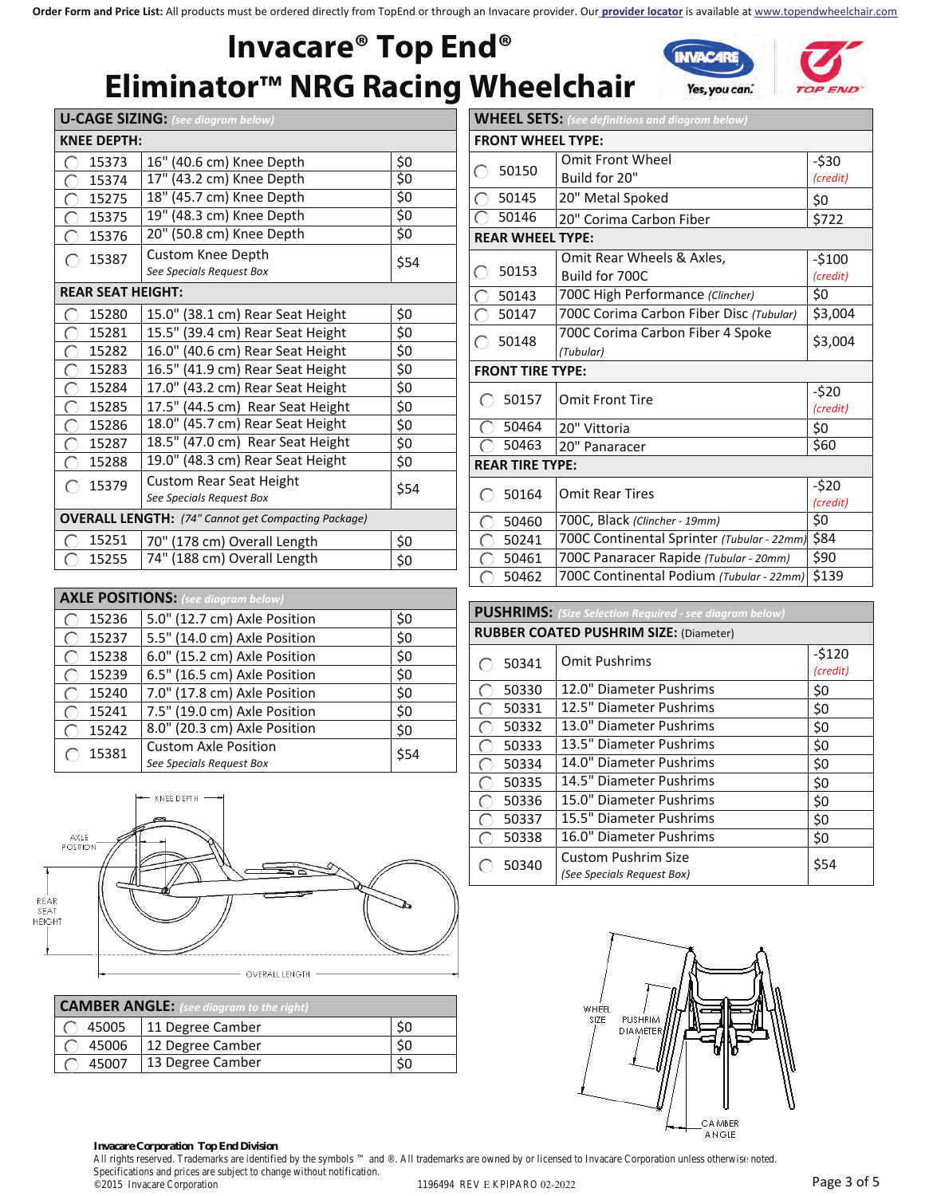**Order Form and Price List:** All products must be ordered directly from TopEnd or through an Invacare provider. Our provider locator is available at www.topendwheelchair.com

# Invacare® Top End® Eliminator™ NRG Racing Wheelchair

## U-CAGE SIZING: *(see diagram below)*

| | Code | Description | Price |
|---|---|---|---|
| **KNEE DEPTH:** | | | |
| ○ | 15373 | 16" (40.6 cm) Knee Depth | $0 |
| ○ | 15374 | 17" (43.2 cm) Knee Depth | $0 |
| ○ | 15275 | 18" (45.7 cm) Knee Depth | $0 |
| ○ | 15375 | 19" (48.3 cm) Knee Depth | $0 |
| ○ | 15376 | 20" (50.8 cm) Knee Depth | $0 |
| ○ | 15387 | Custom Knee Depth *See Specials Request Box* | $54 |
| **REAR SEAT HEIGHT:** | | | |
| ○ | 15280 | 15.0" (38.1 cm) Rear Seat Height | $0 |
| ○ | 15281 | 15.5" (39.4 cm) Rear Seat Height | $0 |
| ○ | 15282 | 16.0" (40.6 cm) Rear Seat Height | $0 |
| ○ | 15283 | 16.5" (41.9 cm) Rear Seat Height | $0 |
| ○ | 15284 | 17.0" (43.2 cm) Rear Seat Height | $0 |
| ○ | 15285 | 17.5" (44.5 cm) Rear Seat Height | $0 |
| ○ | 15286 | 18.0" (45.7 cm) Rear Seat Height | $0 |
| ○ | 15287 | 18.5" (47.0 cm) Rear Seat Height | $0 |
| ○ | 15288 | 19.0" (48.3 cm) Rear Seat Height | $0 |
| ○ | 15379 | Custom Rear Seat Height *See Specials Request Box* | $54 |
| **OVERALL LENGTH:** *(74" Cannot get Compacting Package)* | | | |
| ○ | 15251 | 70" (178 cm) Overall Length | $0 |
| ○ | 15255 | 74" (188 cm) Overall Length | $0 |

## AXLE POSITIONS: *(see diagram below)*

| | Code | Description | Price |
|---|---|---|---|
| ○ | 15236 | 5.0" (12.7 cm) Axle Position | $0 |
| ○ | 15237 | 5.5" (14.0 cm) Axle Position | $0 |
| ○ | 15238 | 6.0" (15.2 cm) Axle Position | $0 |
| ○ | 15239 | 6.5" (16.5 cm) Axle Position | $0 |
| ○ | 15240 | 7.0" (17.8 cm) Axle Position | $0 |
| ○ | 15241 | 7.5" (19.0 cm) Axle Position | $0 |
| ○ | 15242 | 8.0" (20.3 cm) Axle Position | $0 |
| ○ | 15381 | Custom Axle Position *See Specials Request Box* | $54 |

KNEE DEPTH, AXLE POSITION, REAR SEAT HEIGHT, OVERALL LENGTH

## CAMBER ANGLE: *(see diagram to the right)*

| | Code | Description | Price |
|---|---|---|---|
| ○ | 45005 | 11 Degree Camber | $0 |
| ○ | 45006 | 12 Degree Camber | $0 |
| ○ | 45007 | 13 Degree Camber | $0 |

## WHEEL SETS: *(see definitions and diagram below)*

| | Code | Description | Price |
|---|---|---|---|
| **FRONT WHEEL TYPE:** | | | |
| ○ | 50150 | Omit Front Wheel Build for 20" | -$30 *(credit)* |
| ○ | 50145 | 20" Metal Spoked | $0 |
| ○ | 50146 | 20" Corima Carbon Fiber | $722 |
| **REAR WHEEL TYPE:** | | | |
| ○ | 50153 | Omit Rear Wheels & Axles, Build for 700C | -$100 *(credit)* |
| ○ | 50143 | 700C High Performance *(Clincher)* | $0 |
| ○ | 50147 | 700C Corima Carbon Fiber Disc *(Tubular)* | $3,004 |
| ○ | 50148 | 700C Corima Carbon Fiber 4 Spoke *(Tubular)* | $3,004 |
| **FRONT TIRE TYPE:** | | | |
| ○ | 50157 | Omit Front Tire | -$20 *(credit)* |
| ○ | 50464 | 20" Vittoria | $0 |
| ○ | 50463 | 20" Panaracer | $60 |
| **REAR TIRE TYPE:** | | | |
| ○ | 50164 | Omit Rear Tires | -$20 *(credit)* |
| ○ | 50460 | 700C, Black *(Clincher - 19mm)* | $0 |
| ○ | 50241 | 700C Continental Sprinter *(Tubular - 22mm)* | $84 |
| ○ | 50461 | 700C Panaracer Rapide *(Tubular - 20mm)* | $90 |
| ○ | 50462 | 700C Continental Podium *(Tubular - 22mm)* | $139 |

## PUSHRIMS: *(Size Selection Required - see diagram below)*

| | Code | Description | Price |
|---|---|---|---|
| **RUBBER COATED PUSHRIM SIZE:** (Diameter) | | | |
| ○ | 50341 | Omit Pushrims | -$120 *(credit)* |
| ○ | 50330 | 12.0" Diameter Pushrims | $0 |
| ○ | 50331 | 12.5" Diameter Pushrims | $0 |
| ○ | 50332 | 13.0" Diameter Pushrims | $0 |
| ○ | 50333 | 13.5" Diameter Pushrims | $0 |
| ○ | 50334 | 14.0" Diameter Pushrims | $0 |
| ○ | 50335 | 14.5" Diameter Pushrims | $0 |
| ○ | 50336 | 15.0" Diameter Pushrims | $0 |
| ○ | 50337 | 15.5" Diameter Pushrims | $0 |
| ○ | 50338 | 16.0" Diameter Pushrims | $0 |
| ○ | 50340 | Custom Pushrim Size *(See Specials Request Box)* | $54 |

WHEEL SIZE, PUSHRIM DIAMETER, CAMBER ANGLE

**Invacare Corporation Top End Division**
All rights reserved. Trademarks are identified by the symbols ™ and ®. All trademarks are owned by or licensed to Invacare Corporation unless otherwise noted.
Specifications and prices are subject to change without notification.
©2015 Invacare Corporation

1196494 REV E KPIPARO 02-2022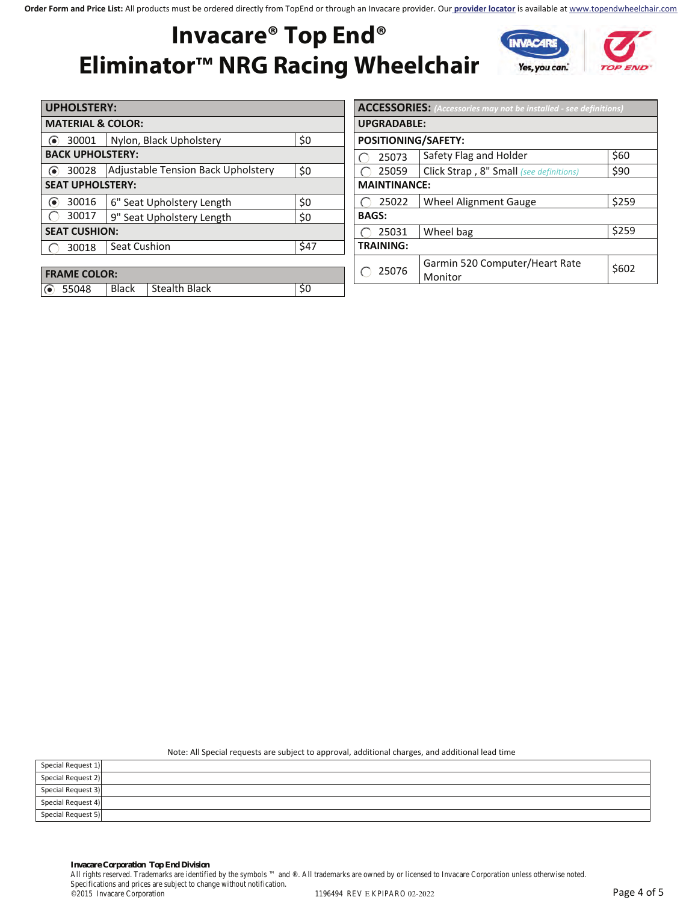Order Form and Price List: All products must be ordered directly from TopEnd or through an Invacare provider. Our provider locator is available at www.topendwheelchair.com

# Invacare® Top End® Eliminator™ NRG Racing Wheelchair

| UPHOLSTERY: | | |
|---|---|---|
| **MATERIAL & COLOR:** | | |
| ◉ 30001 | Nylon, Black Upholstery | $0 |
| **BACK UPHOLSTERY:** | | |
| ◉ 30028 | Adjustable Tension Back Upholstery | $0 |
| **SEAT UPHOLSTERY:** | | |
| ◉ 30016 | 6" Seat Upholstery Length | $0 |
| ○ 30017 | 9" Seat Upholstery Length | $0 |
| **SEAT CUSHION:** | | |
| ○ 30018 | Seat Cushion | $47 |

| FRAME COLOR: | | | |
|---|---|---|---|
| ◉ 55048 | Black | Stealth Black | $0 |

| ACCESSORIES: *(Accessories may not be installed - see definitions)* | | |
|---|---|---|
| **UPGRADABLE:** | | |
| **POSITIONING/SAFETY:** | | |
| ○ 25073 | Safety Flag and Holder | $60 |
| ○ 25059 | Click Strap , 8" Small *(see definitions)* | $90 |
| **MAINTINANCE:** | | |
| ○ 25022 | Wheel Alignment Gauge | $259 |
| **BAGS:** | | |
| ○ 25031 | Wheel bag | $259 |
| **TRAINING:** | | |
| ○ 25076 | Garmin 520 Computer/Heart Rate Monitor | $602 |

Note: All Special requests are subject to approval, additional charges, and additional lead time

| | |
|---|---|
| Special Request 1) | |
| Special Request 2) | |
| Special Request 3) | |
| Special Request 4) | |
| Special Request 5) | |

**Invacare Corporation Top End Division**
All rights reserved. Trademarks are identified by the symbols ™ and ®. All trademarks are owned by or licensed to Invacare Corporation unless otherwise noted.
Specifications and prices are subject to change without notification.
©2015 Invacare Corporation

1196494 REV E KPIPARO 02-2022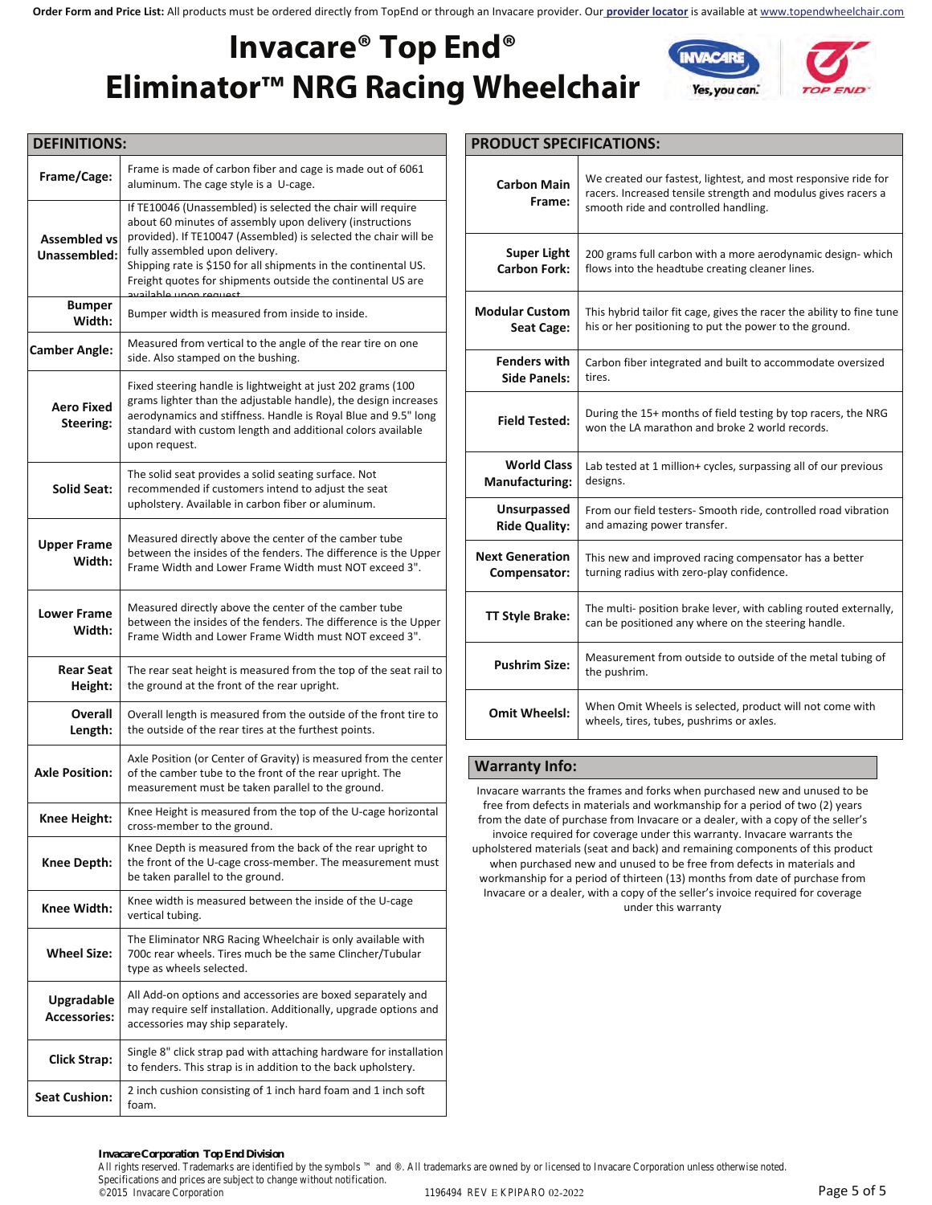**Order Form and Price List:** All products must be ordered directly from TopEnd or through an Invacare provider. Our **provider locator** is available at www.topendwheelchair.com

# Invacare® Top End® Eliminator™ NRG Racing Wheelchair

## DEFINITIONS:

| | |
|---|---|
| **Frame/Cage:** | Frame is made of carbon fiber and cage is made out of 6061 aluminum. The cage style is a U-cage. |
| **Assembled vs Unassembled:** | If TE10046 (Unassembled) is selected the chair will require about 60 minutes of assembly upon delivery (instructions provided). If TE10047 (Assembled) is selected the chair will be fully assembled upon delivery. Shipping rate is $150 for all shipments in the continental US. Freight quotes for shipments outside the continental US are available upon request. |
| **Bumper Width:** | Bumper width is measured from inside to inside. |
| **Camber Angle:** | Measured from vertical to the angle of the rear tire on one side. Also stamped on the bushing. |
| **Aero Fixed Steering:** | Fixed steering handle is lightweight at just 202 grams (100 grams lighter than the adjustable handle), the design increases aerodynamics and stiffness. Handle is Royal Blue and 9.5" long standard with custom length and additional colors available upon request. |
| **Solid Seat:** | The solid seat provides a solid seating surface. Not recommended if customers intend to adjust the seat upholstery. Available in carbon fiber or aluminum. |
| **Upper Frame Width:** | Measured directly above the center of the camber tube between the insides of the fenders. The difference is the Upper Frame Width and Lower Frame Width must NOT exceed 3". |
| **Lower Frame Width:** | Measured directly above the center of the camber tube between the insides of the fenders. The difference is the Upper Frame Width and Lower Frame Width must NOT exceed 3". |
| **Rear Seat Height:** | The rear seat height is measured from the top of the seat rail to the ground at the front of the rear upright. |
| **Overall Length:** | Overall length is measured from the outside of the front tire to the outside of the rear tires at the furthest points. |
| **Axle Position:** | Axle Position (or Center of Gravity) is measured from the center of the camber tube to the front of the rear upright. The measurement must be taken parallel to the ground. |
| **Knee Height:** | Knee Height is measured from the top of the U-cage horizontal cross-member to the ground. |
| **Knee Depth:** | Knee Depth is measured from the back of the rear upright to the front of the U-cage cross-member. The measurement must be taken parallel to the ground. |
| **Knee Width:** | Knee width is measured between the inside of the U-cage vertical tubing. |
| **Wheel Size:** | The Eliminator NRG Racing Wheelchair is only available with 700c rear wheels. Tires much be the same Clincher/Tubular type as wheels selected. |
| **Upgradable Accessories:** | All Add-on options and accessories are boxed separately and may require self installation. Additionally, upgrade options and accessories may ship separately. |
| **Click Strap:** | Single 8" click strap pad with attaching hardware for installation to fenders. This strap is in addition to the back upholstery. |
| **Seat Cushion:** | 2 inch cushion consisting of 1 inch hard foam and 1 inch soft foam. |

## PRODUCT SPECIFICATIONS:

| | |
|---|---|
| **Carbon Main Frame:** | We created our fastest, lightest, and most responsive ride for racers. Increased tensile strength and modulus gives racers a smooth ride and controlled handling. |
| **Super Light Carbon Fork:** | 200 grams full carbon with a more aerodynamic design- which flows into the headtube creating cleaner lines. |
| **Modular Custom Seat Cage:** | This hybrid tailor fit cage, gives the racer the ability to fine tune his or her positioning to put the power to the ground. |
| **Fenders with Side Panels:** | Carbon fiber integrated and built to accommodate oversized tires. |
| **Field Tested:** | During the 15+ months of field testing by top racers, the NRG won the LA marathon and broke 2 world records. |
| **World Class Manufacturing:** | Lab tested at 1 million+ cycles, surpassing all of our previous designs. |
| **Unsurpassed Ride Quality:** | From our field testers- Smooth ride, controlled road vibration and amazing power transfer. |
| **Next Generation Compensator:** | This new and improved racing compensator has a better turning radius with zero-play confidence. |
| **TT Style Brake:** | The multi- position brake lever, with cabling routed externally, can be positioned any where on the steering handle. |
| **Pushrim Size:** | Measurement from outside to outside of the metal tubing of the pushrim. |
| **Omit Wheelsl:** | When Omit Wheels is selected, product will not come with wheels, tires, tubes, pushrims or axles. |

## Warranty Info:

Invacare warrants the frames and forks when purchased new and unused to be free from defects in materials and workmanship for a period of two (2) years from the date of purchase from Invacare or a dealer, with a copy of the seller's invoice required for coverage under this warranty. Invacare warrants the upholstered materials (seat and back) and remaining components of this product when purchased new and unused to be free from defects in materials and workmanship for a period of thirteen (13) months from date of purchase from Invacare or a dealer, with a copy of the seller's invoice required for coverage under this warranty

**Invacare Corporation Top End Division**
All rights reserved. Trademarks are identified by the symbols ™ and ®. All trademarks are owned by or licensed to Invacare Corporation unless otherwise noted.
Specifications and prices are subject to change without notification.
©2015 Invacare Corporation

1196494 REV E KPIPARO 02-2022